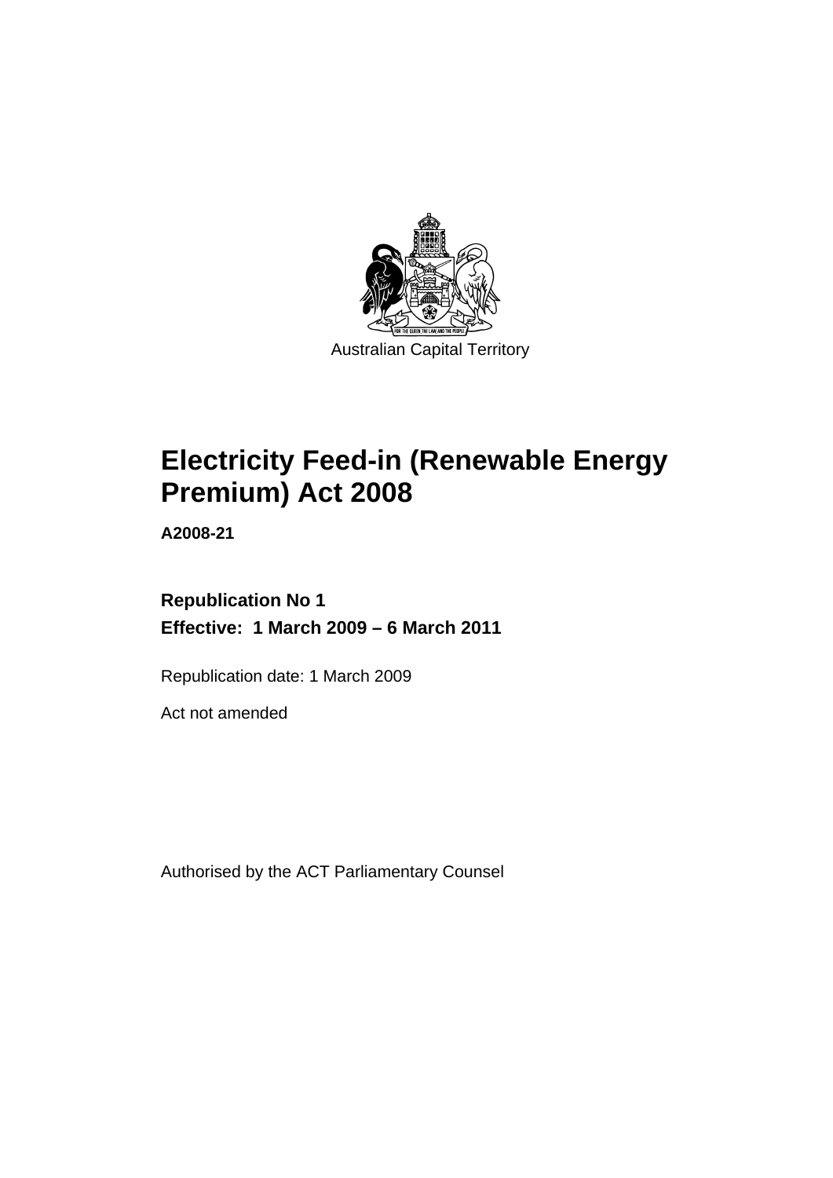Australian Capital Territory

# Electricity Feed-in (Renewable Energy Premium) Act 2008

**A2008-21**

**Republication No 1**

**Effective: 1 March 2009 – 6 March 2011**

Republication date: 1 March 2009

Act not amended

Authorised by the ACT Parliamentary Counsel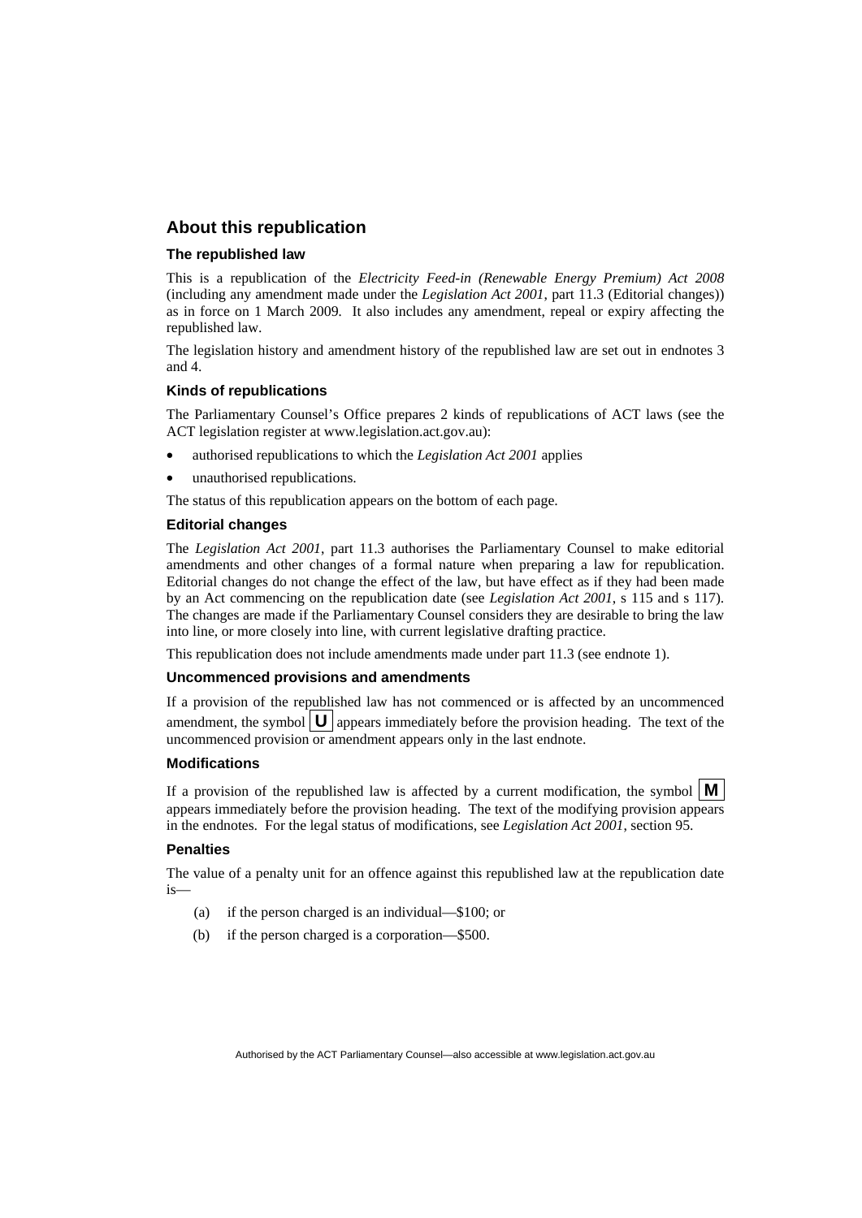## About this republication

### The republished law

This is a republication of the *Electricity Feed-in (Renewable Energy Premium) Act 2008* (including any amendment made under the *Legislation Act 2001*, part 11.3 (Editorial changes)) as in force on 1 March 2009. It also includes any amendment, repeal or expiry affecting the republished law.

The legislation history and amendment history of the republished law are set out in endnotes 3 and 4.

### Kinds of republications

The Parliamentary Counsel's Office prepares 2 kinds of republications of ACT laws (see the ACT legislation register at www.legislation.act.gov.au):

- authorised republications to which the *Legislation Act 2001* applies
- unauthorised republications.

The status of this republication appears on the bottom of each page.

### Editorial changes

The *Legislation Act 2001*, part 11.3 authorises the Parliamentary Counsel to make editorial amendments and other changes of a formal nature when preparing a law for republication. Editorial changes do not change the effect of the law, but have effect as if they had been made by an Act commencing on the republication date (see *Legislation Act 2001*, s 115 and s 117). The changes are made if the Parliamentary Counsel considers they are desirable to bring the law into line, or more closely into line, with current legislative drafting practice.

This republication does not include amendments made under part 11.3 (see endnote 1).

### Uncommenced provisions and amendments

If a provision of the republished law has not commenced or is affected by an uncommenced amendment, the symbol **U** appears immediately before the provision heading. The text of the uncommenced provision or amendment appears only in the last endnote.

### Modifications

If a provision of the republished law is affected by a current modification, the symbol **M** appears immediately before the provision heading. The text of the modifying provision appears in the endnotes. For the legal status of modifications, see *Legislation Act 2001*, section 95.

### Penalties

The value of a penalty unit for an offence against this republished law at the republication date is—

(a) if the person charged is an individual—$100; or

(b) if the person charged is a corporation—$500.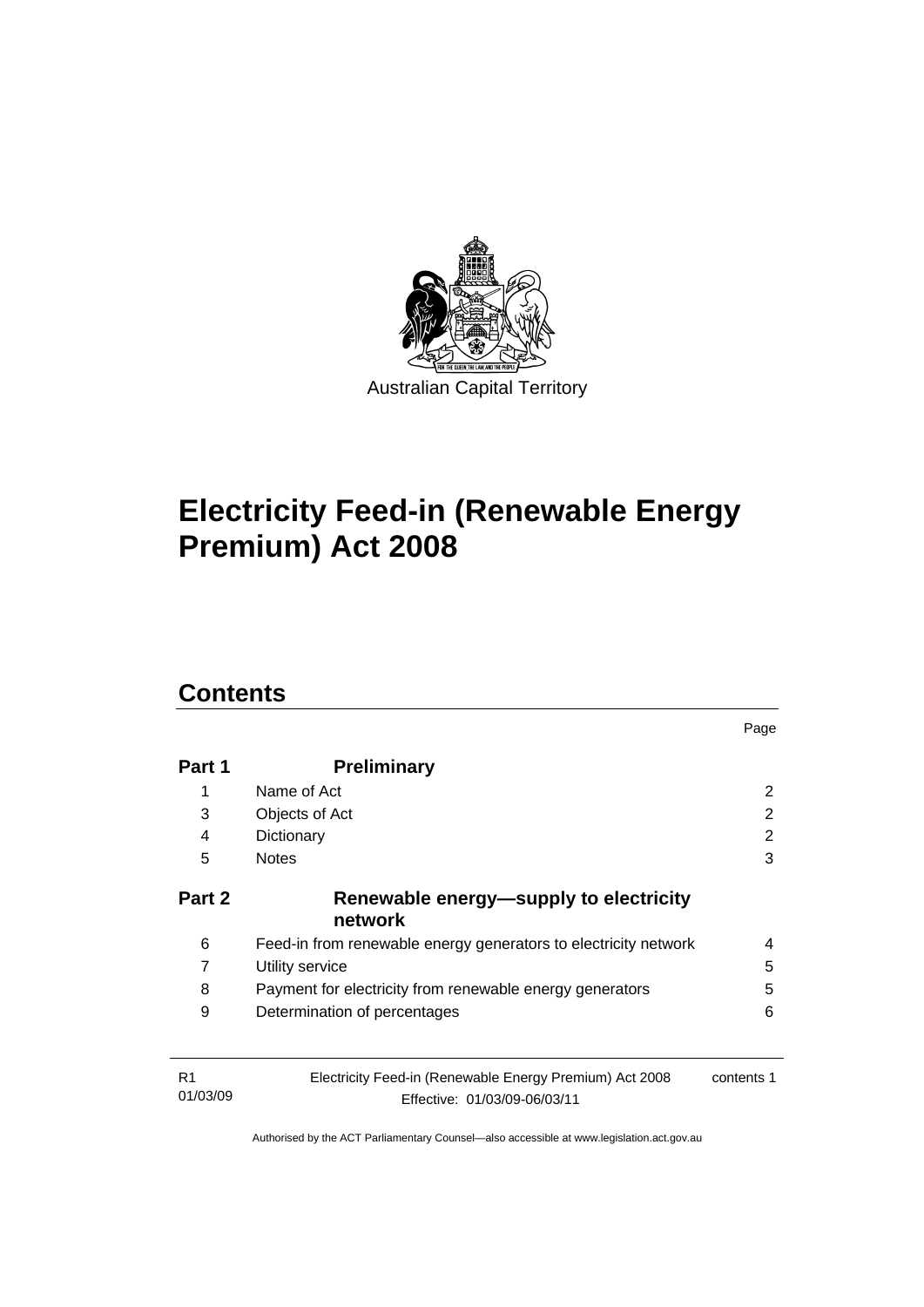Australian Capital Territory

# Electricity Feed-in (Renewable Energy Premium) Act 2008

## Contents

| | | Page |
|---|---|---|
| **Part 1** | **Preliminary** | |
| 1 | Name of Act | 2 |
| 3 | Objects of Act | 2 |
| 4 | Dictionary | 2 |
| 5 | Notes | 3 |
| **Part 2** | **Renewable energy—supply to electricity network** | |
| 6 | Feed-in from renewable energy generators to electricity network | 4 |
| 7 | Utility service | 5 |
| 8 | Payment for electricity from renewable energy generators | 5 |
| 9 | Determination of percentages | 6 |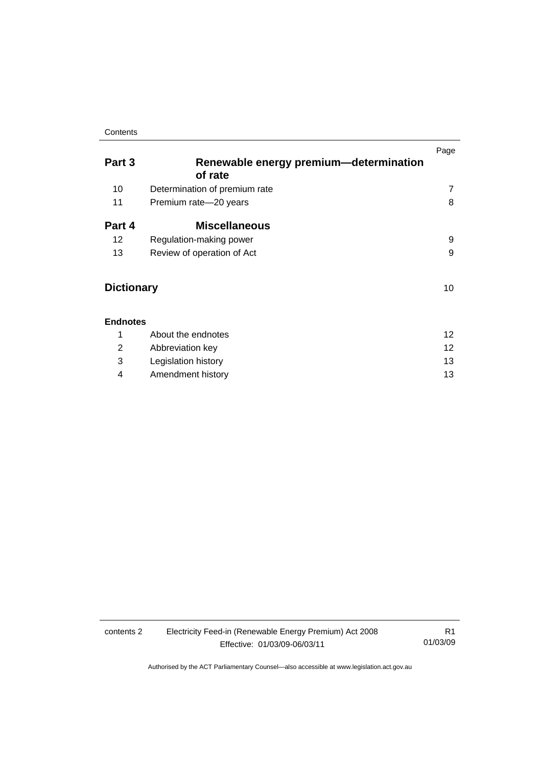| | | Page |
|---|---|---|
| **Part 3** | **Renewable energy premium—determination of rate** | |
| 10 | Determination of premium rate | 7 |
| 11 | Premium rate—20 years | 8 |
| **Part 4** | **Miscellaneous** | |
| 12 | Regulation-making power | 9 |
| 13 | Review of operation of Act | 9 |
| **Dictionary** | | 10 |
| **Endnotes** | | |
| 1 | About the endnotes | 12 |
| 2 | Abbreviation key | 12 |
| 3 | Legislation history | 13 |
| 4 | Amendment history | 13 |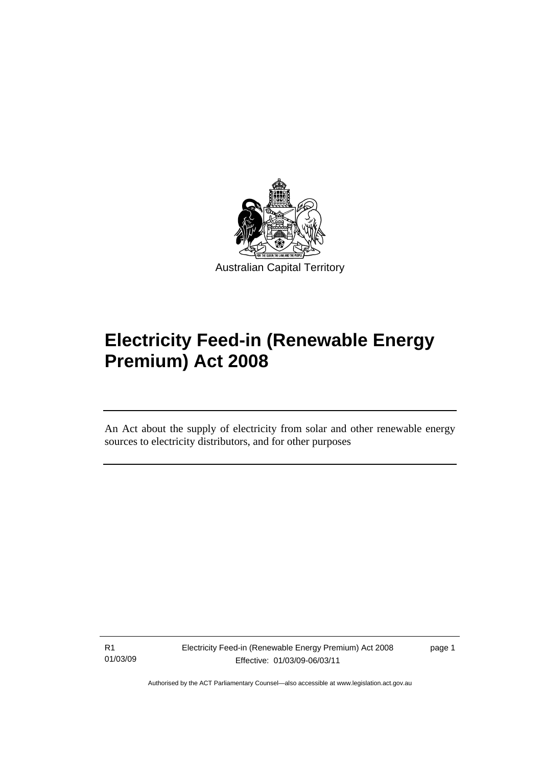Australian Capital Territory

# Electricity Feed-in (Renewable Energy Premium) Act 2008

An Act about the supply of electricity from solar and other renewable energy sources to electricity distributors, and for other purposes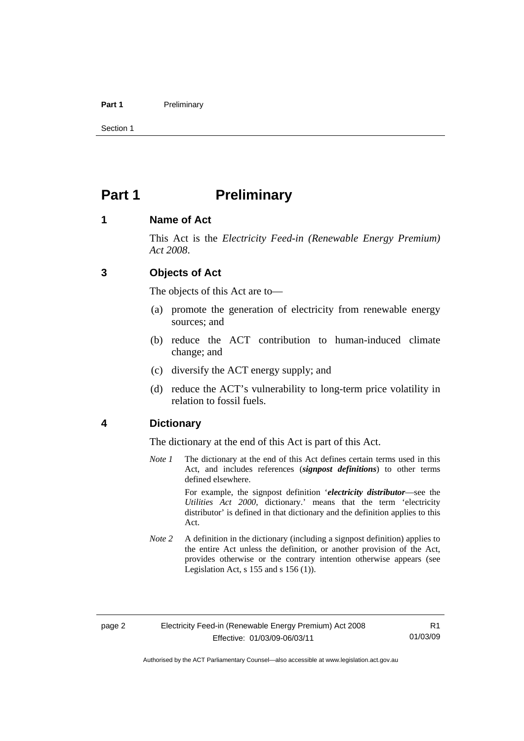# Part 1 Preliminary

## 1 Name of Act

This Act is the *Electricity Feed-in (Renewable Energy Premium) Act 2008*.

## 3 Objects of Act

The objects of this Act are to—

(a) promote the generation of electricity from renewable energy sources; and

(b) reduce the ACT contribution to human-induced climate change; and

(c) diversify the ACT energy supply; and

(d) reduce the ACT's vulnerability to long-term price volatility in relation to fossil fuels.

## 4 Dictionary

The dictionary at the end of this Act is part of this Act.

*Note 1* The dictionary at the end of this Act defines certain terms used in this Act, and includes references (***signpost definitions***) to other terms defined elsewhere.

For example, the signpost definition '***electricity distributor***—see the *Utilities Act 2000*, dictionary.' means that the term 'electricity distributor' is defined in that dictionary and the definition applies to this Act.

*Note 2* A definition in the dictionary (including a signpost definition) applies to the entire Act unless the definition, or another provision of the Act, provides otherwise or the contrary intention otherwise appears (see Legislation Act, s 155 and s 156 (1)).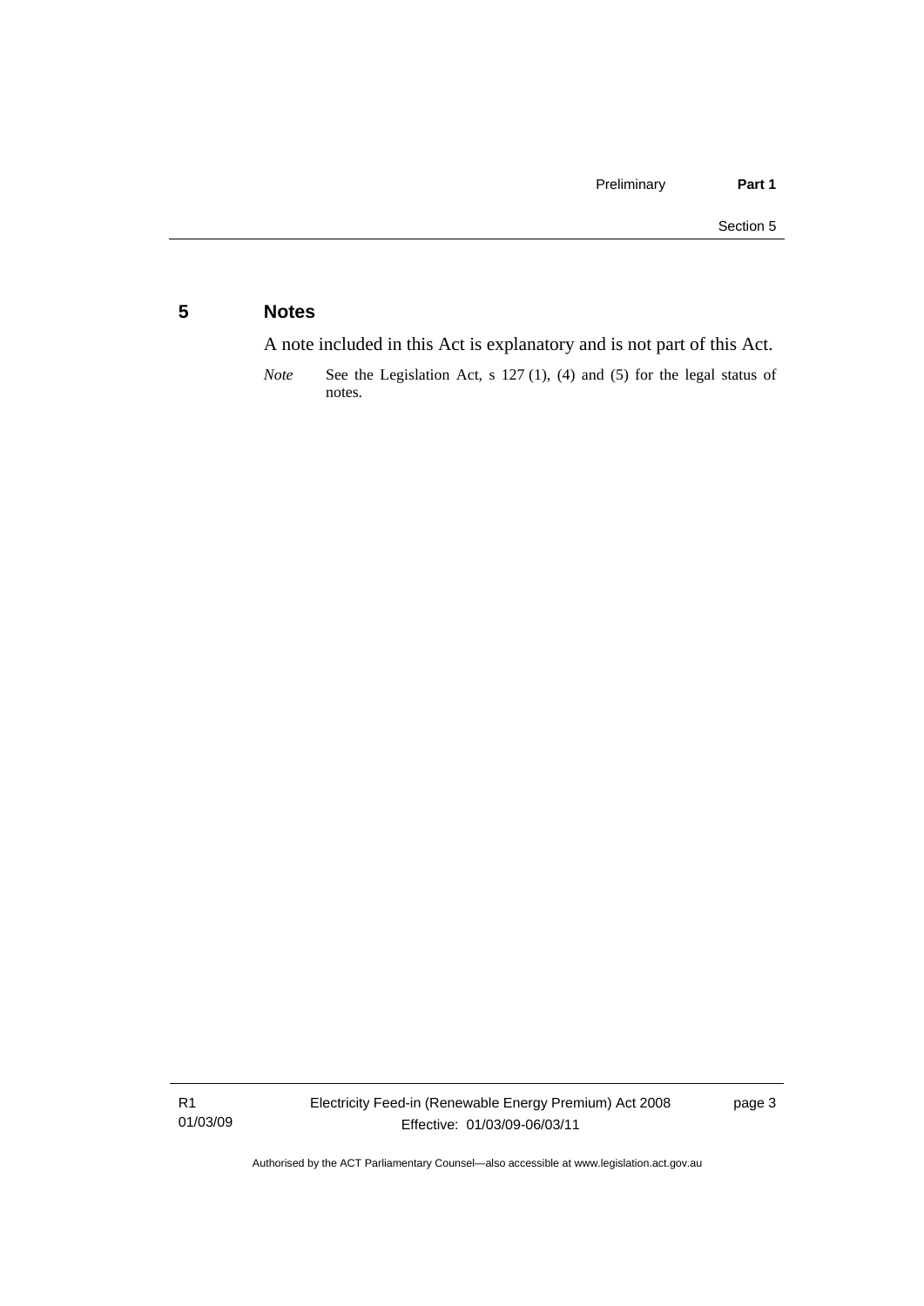## 5 Notes

A note included in this Act is explanatory and is not part of this Act.

*Note* See the Legislation Act, s 127 (1), (4) and (5) for the legal status of notes.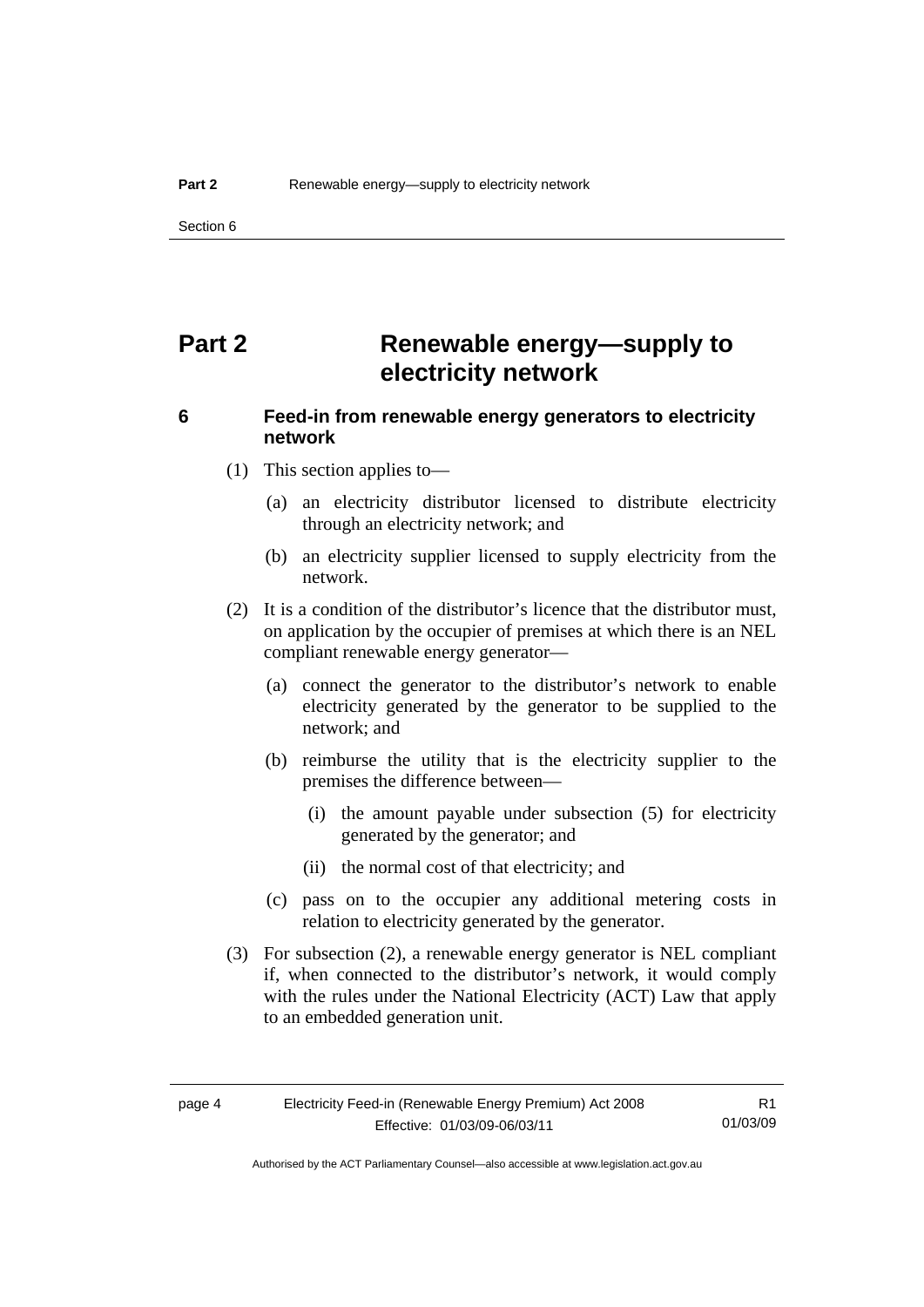# Part 2 Renewable energy—supply to electricity network

### 6 Feed-in from renewable energy generators to electricity network

(1) This section applies to—

(a) an electricity distributor licensed to distribute electricity through an electricity network; and

(b) an electricity supplier licensed to supply electricity from the network.

(2) It is a condition of the distributor's licence that the distributor must, on application by the occupier of premises at which there is an NEL compliant renewable energy generator—

(a) connect the generator to the distributor's network to enable electricity generated by the generator to be supplied to the network; and

(b) reimburse the utility that is the electricity supplier to the premises the difference between—

(i) the amount payable under subsection (5) for electricity generated by the generator; and

(ii) the normal cost of that electricity; and

(c) pass on to the occupier any additional metering costs in relation to electricity generated by the generator.

(3) For subsection (2), a renewable energy generator is NEL compliant if, when connected to the distributor's network, it would comply with the rules under the National Electricity (ACT) Law that apply to an embedded generation unit.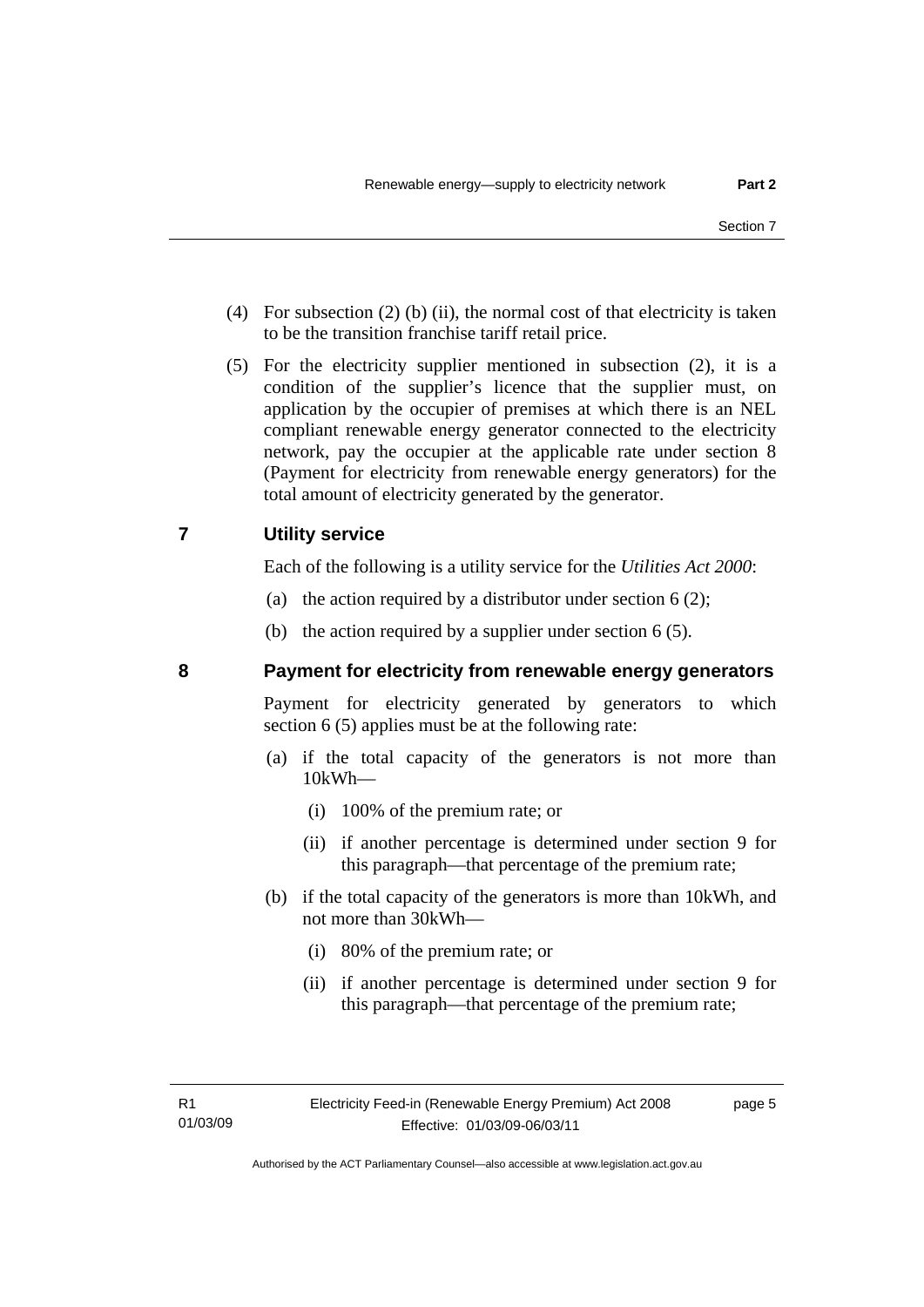(4) For subsection (2) (b) (ii), the normal cost of that electricity is taken to be the transition franchise tariff retail price.

(5) For the electricity supplier mentioned in subsection (2), it is a condition of the supplier's licence that the supplier must, on application by the occupier of premises at which there is an NEL compliant renewable energy generator connected to the electricity network, pay the occupier at the applicable rate under section 8 (Payment for electricity from renewable energy generators) for the total amount of electricity generated by the generator.

## 7 Utility service

Each of the following is a utility service for the *Utilities Act 2000*:

(a) the action required by a distributor under section 6 (2);

(b) the action required by a supplier under section 6 (5).

## 8 Payment for electricity from renewable energy generators

Payment for electricity generated by generators to which section 6 (5) applies must be at the following rate:

(a) if the total capacity of the generators is not more than 10kWh—

  (i) 100% of the premium rate; or

  (ii) if another percentage is determined under section 9 for this paragraph—that percentage of the premium rate;

(b) if the total capacity of the generators is more than 10kWh, and not more than 30kWh—

  (i) 80% of the premium rate; or

  (ii) if another percentage is determined under section 9 for this paragraph—that percentage of the premium rate;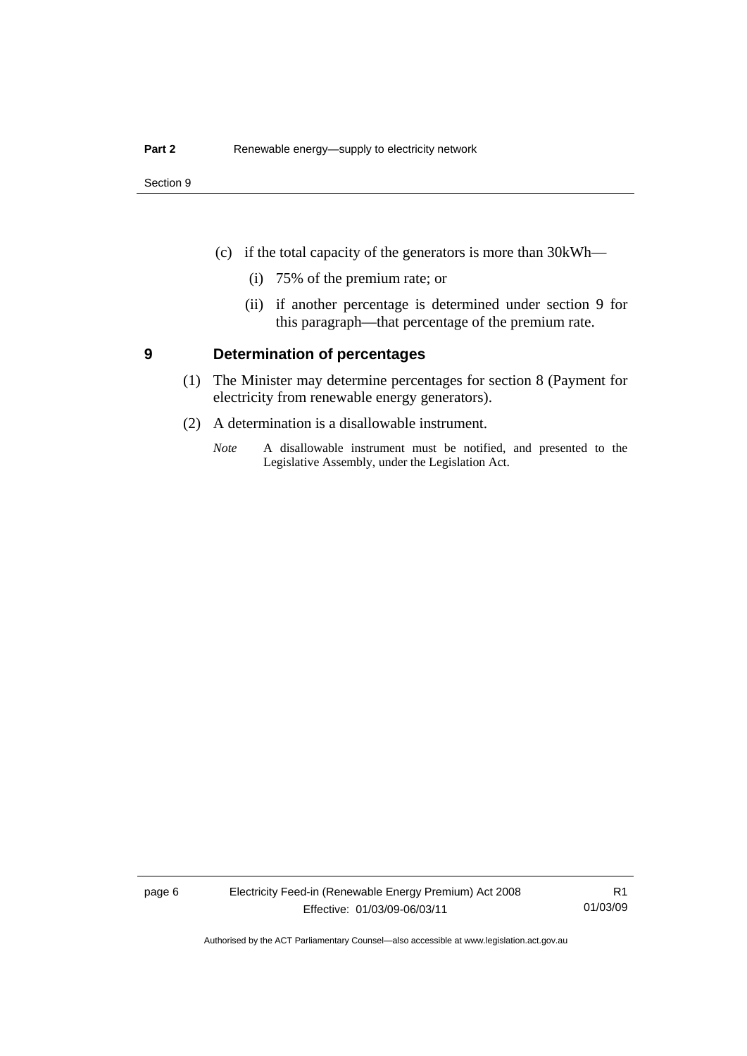(c) if the total capacity of the generators is more than 30kWh—

(i) 75% of the premium rate; or

(ii) if another percentage is determined under section 9 for this paragraph—that percentage of the premium rate.

## 9 Determination of percentages

(1) The Minister may determine percentages for section 8 (Payment for electricity from renewable energy generators).

(2) A determination is a disallowable instrument.

*Note* A disallowable instrument must be notified, and presented to the Legislative Assembly, under the Legislation Act.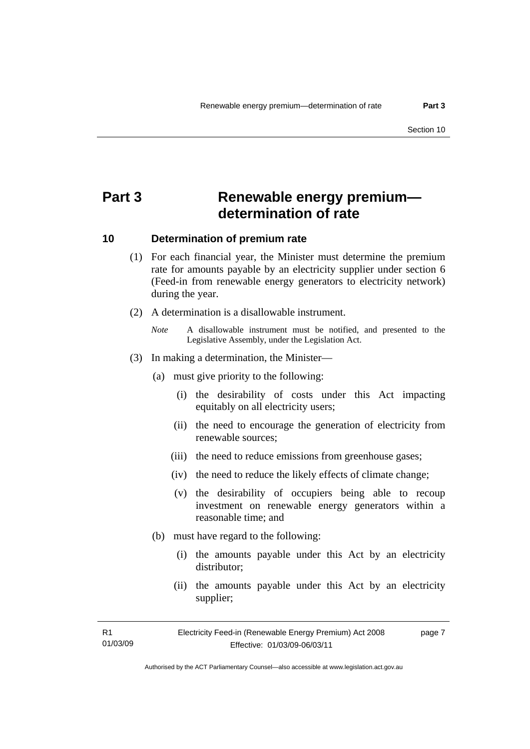# Part 3 Renewable energy premium—determination of rate

## 10 Determination of premium rate

(1) For each financial year, the Minister must determine the premium rate for amounts payable by an electricity supplier under section 6 (Feed-in from renewable energy generators to electricity network) during the year.

(2) A determination is a disallowable instrument.

*Note* A disallowable instrument must be notified, and presented to the Legislative Assembly, under the Legislation Act.

(3) In making a determination, the Minister—

(a) must give priority to the following:

(i) the desirability of costs under this Act impacting equitably on all electricity users;

(ii) the need to encourage the generation of electricity from renewable sources;

(iii) the need to reduce emissions from greenhouse gases;

(iv) the need to reduce the likely effects of climate change;

(v) the desirability of occupiers being able to recoup investment on renewable energy generators within a reasonable time; and

(b) must have regard to the following:

(i) the amounts payable under this Act by an electricity distributor;

(ii) the amounts payable under this Act by an electricity supplier;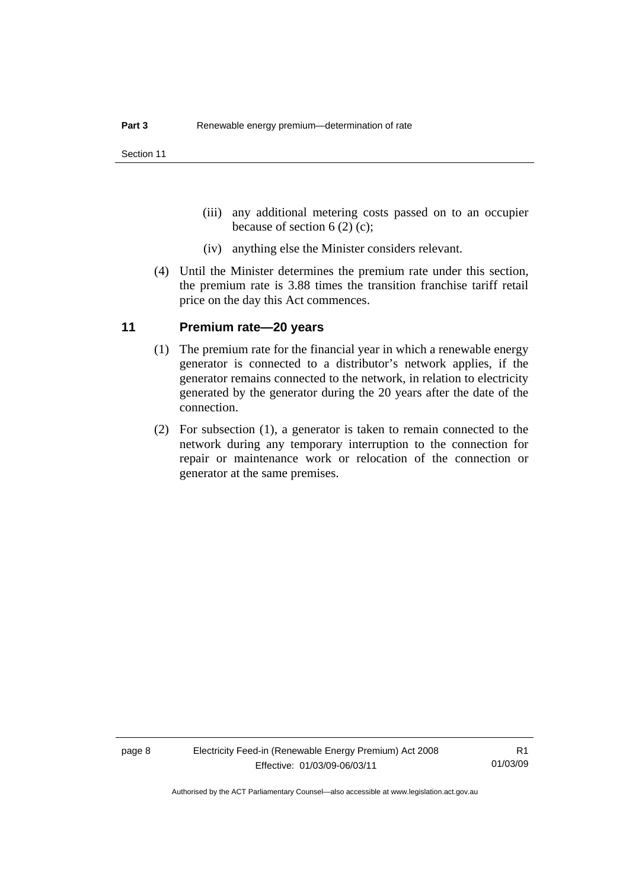(iii) any additional metering costs passed on to an occupier because of section 6 (2) (c);

(iv) anything else the Minister considers relevant.

(4) Until the Minister determines the premium rate under this section, the premium rate is 3.88 times the transition franchise tariff retail price on the day this Act commences.

## 11 Premium rate—20 years

(1) The premium rate for the financial year in which a renewable energy generator is connected to a distributor's network applies, if the generator remains connected to the network, in relation to electricity generated by the generator during the 20 years after the date of the connection.

(2) For subsection (1), a generator is taken to remain connected to the network during any temporary interruption to the connection for repair or maintenance work or relocation of the connection or generator at the same premises.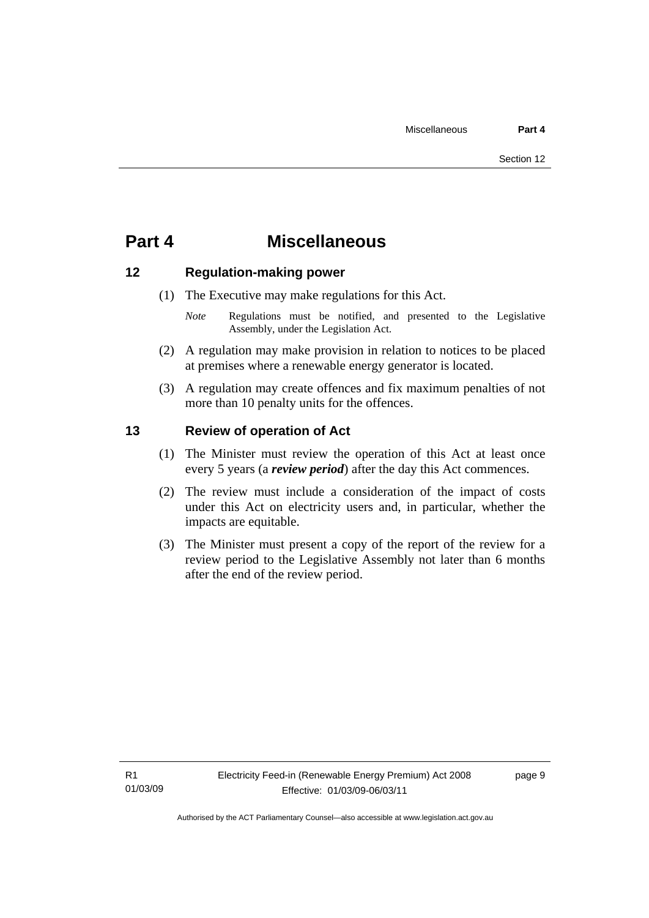# Part 4 Miscellaneous

## 12 Regulation-making power

(1) The Executive may make regulations for this Act.

*Note* Regulations must be notified, and presented to the Legislative Assembly, under the Legislation Act.

(2) A regulation may make provision in relation to notices to be placed at premises where a renewable energy generator is located.

(3) A regulation may create offences and fix maximum penalties of not more than 10 penalty units for the offences.

## 13 Review of operation of Act

(1) The Minister must review the operation of this Act at least once every 5 years (a ***review period***) after the day this Act commences.

(2) The review must include a consideration of the impact of costs under this Act on electricity users and, in particular, whether the impacts are equitable.

(3) The Minister must present a copy of the report of the review for a review period to the Legislative Assembly not later than 6 months after the end of the review period.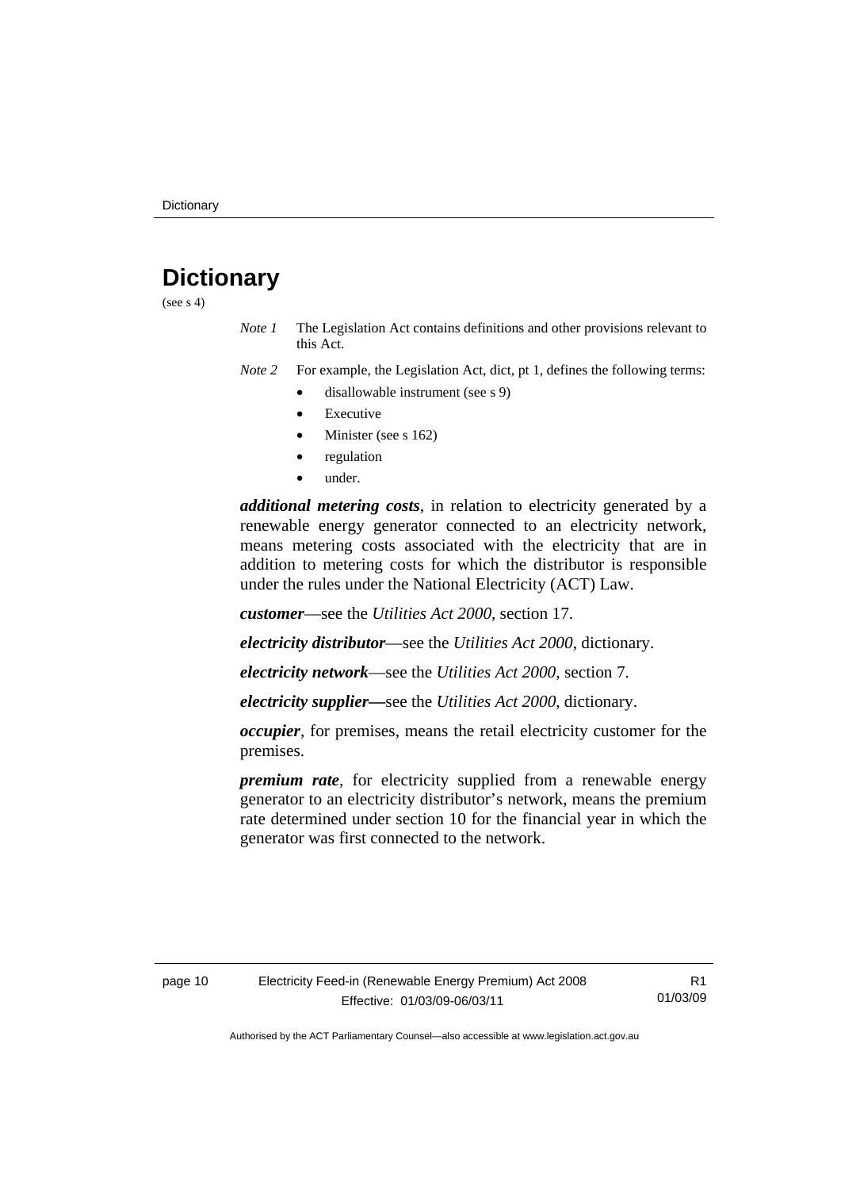# Dictionary

(see s 4)

*Note 1* The Legislation Act contains definitions and other provisions relevant to this Act.

*Note 2* For example, the Legislation Act, dict, pt 1, defines the following terms:

- disallowable instrument (see s 9)
- Executive
- Minister (see s 162)
- regulation
- under.

***additional metering costs***, in relation to electricity generated by a renewable energy generator connected to an electricity network, means metering costs associated with the electricity that are in addition to metering costs for which the distributor is responsible under the rules under the National Electricity (ACT) Law.

***customer***—see the *Utilities Act 2000*, section 17.

***electricity distributor***—see the *Utilities Act 2000*, dictionary.

***electricity network***—see the *Utilities Act 2000*, section 7.

***electricity supplier—***see the *Utilities Act 2000*, dictionary.

***occupier***, for premises, means the retail electricity customer for the premises.

***premium rate***, for electricity supplied from a renewable energy generator to an electricity distributor's network, means the premium rate determined under section 10 for the financial year in which the generator was first connected to the network.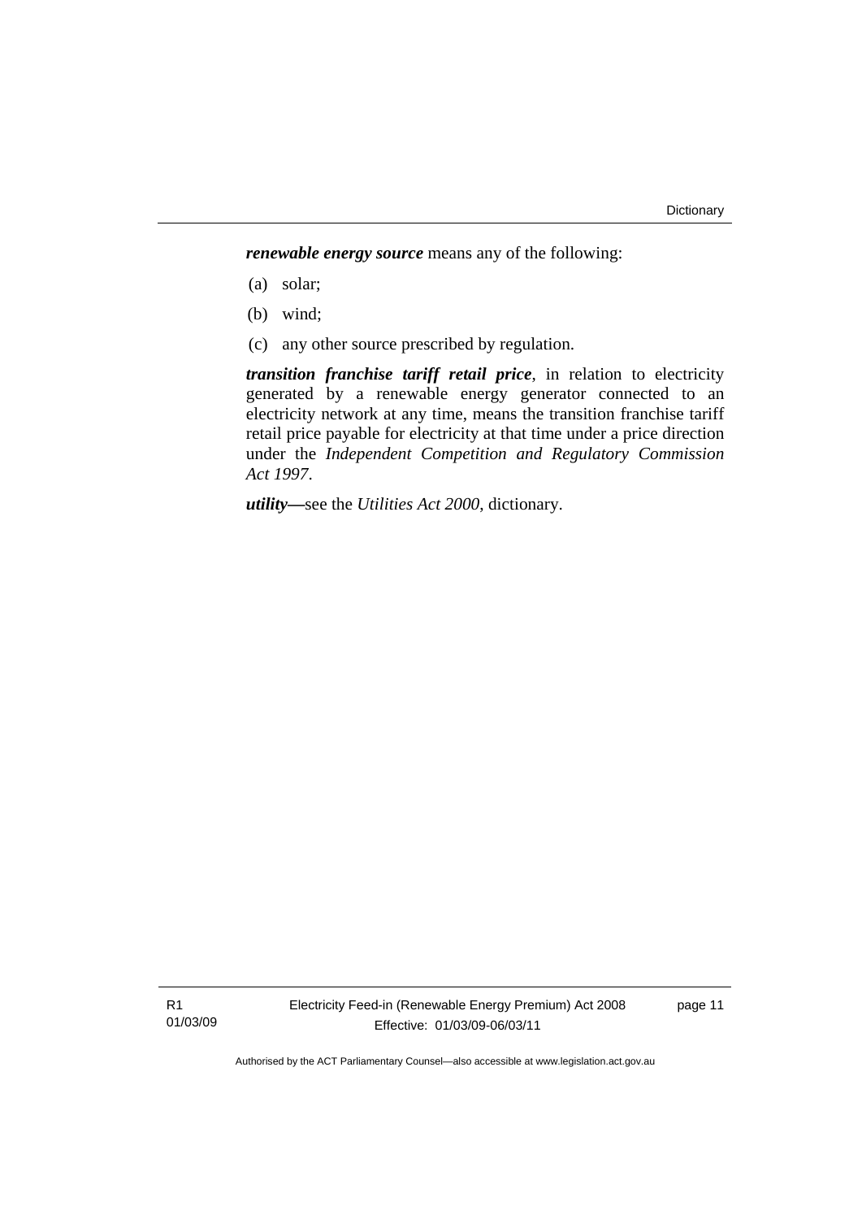***renewable energy source*** means any of the following:

(a) solar;

(b) wind;

(c) any other source prescribed by regulation.

***transition franchise tariff retail price***, in relation to electricity generated by a renewable energy generator connected to an electricity network at any time, means the transition franchise tariff retail price payable for electricity at that time under a price direction under the *Independent Competition and Regulatory Commission Act 1997*.

***utility***—see the *Utilities Act 2000*, dictionary.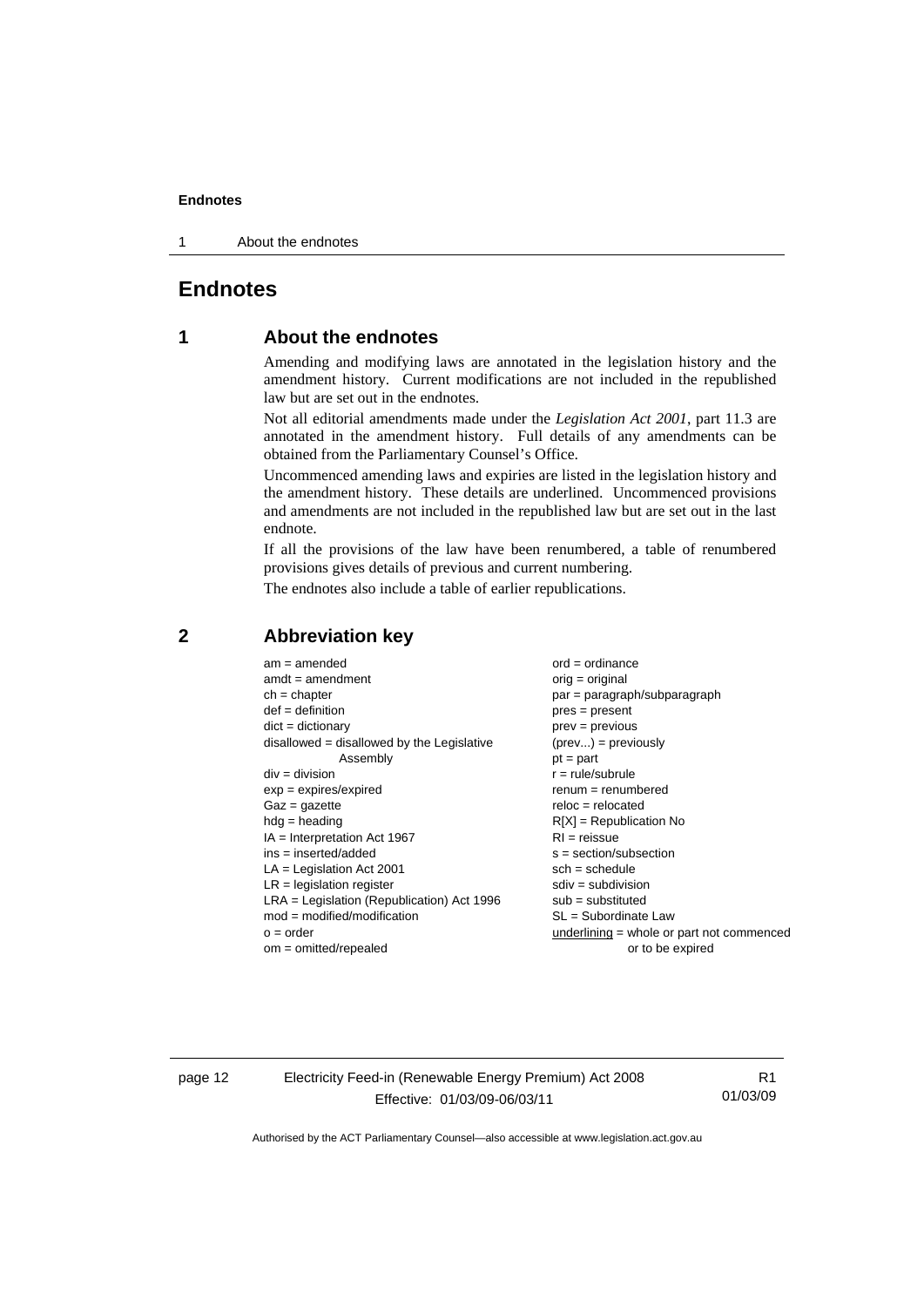# Endnotes

## 1 About the endnotes

Amending and modifying laws are annotated in the legislation history and the amendment history. Current modifications are not included in the republished law but are set out in the endnotes.

Not all editorial amendments made under the *Legislation Act 2001*, part 11.3 are annotated in the amendment history. Full details of any amendments can be obtained from the Parliamentary Counsel's Office.

Uncommenced amending laws and expiries are listed in the legislation history and the amendment history. These details are underlined. Uncommenced provisions and amendments are not included in the republished law but are set out in the last endnote.

If all the provisions of the law have been renumbered, a table of renumbered provisions gives details of previous and current numbering.

The endnotes also include a table of earlier republications.

## 2 Abbreviation key

am = amended
amdt = amendment
ch = chapter
def = definition
dict = dictionary
disallowed = disallowed by the Legislative Assembly
div = division
exp = expires/expired
Gaz = gazette
hdg = heading
IA = Interpretation Act 1967
ins = inserted/added
LA = Legislation Act 2001
LR = legislation register
LRA = Legislation (Republication) Act 1996
mod = modified/modification
o = order
om = omitted/repealed
ord = ordinance
orig = original
par = paragraph/subparagraph
pres = present
prev = previous
(prev...) = previously
pt = part
r = rule/subrule
renum = renumbered
reloc = relocated
R[X] = Republication No
RI = reissue
s = section/subsection
sch = schedule
sdiv = subdivision
sub = substituted
SL = Subordinate Law
<u>underlining</u> = whole or part not commenced or to be expired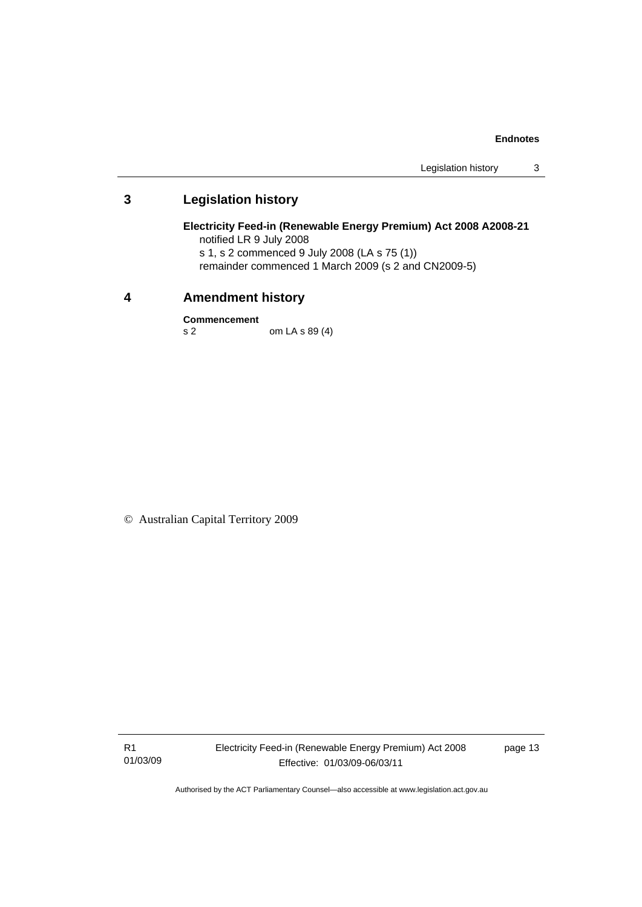## 3 Legislation history

**Electricity Feed-in (Renewable Energy Premium) Act 2008 A2008-21**
notified LR 9 July 2008
s 1, s 2 commenced 9 July 2008 (LA s 75 (1))
remainder commenced 1 March 2009 (s 2 and CN2009-5)

## 4 Amendment history

**Commencement**
s 2 om LA s 89 (4)

© Australian Capital Territory 2009